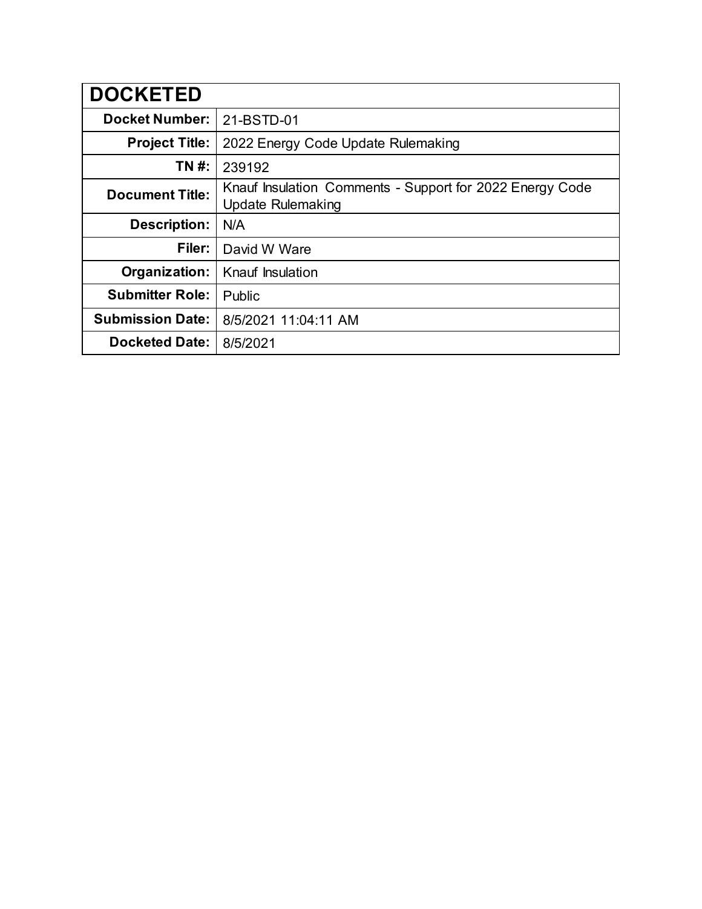| DOCKETED | |
|---|---|
| **Docket Number:** | 21-BSTD-01 |
| **Project Title:** | 2022 Energy Code Update Rulemaking |
| **TN #:** | 239192 |
| **Document Title:** | Knauf Insulation Comments - Support for 2022 Energy Code Update Rulemaking |
| **Description:** | N/A |
| **Filer:** | David W Ware |
| **Organization:** | Knauf Insulation |
| **Submitter Role:** | Public |
| **Submission Date:** | 8/5/2021 11:04:11 AM |
| **Docketed Date:** | 8/5/2021 |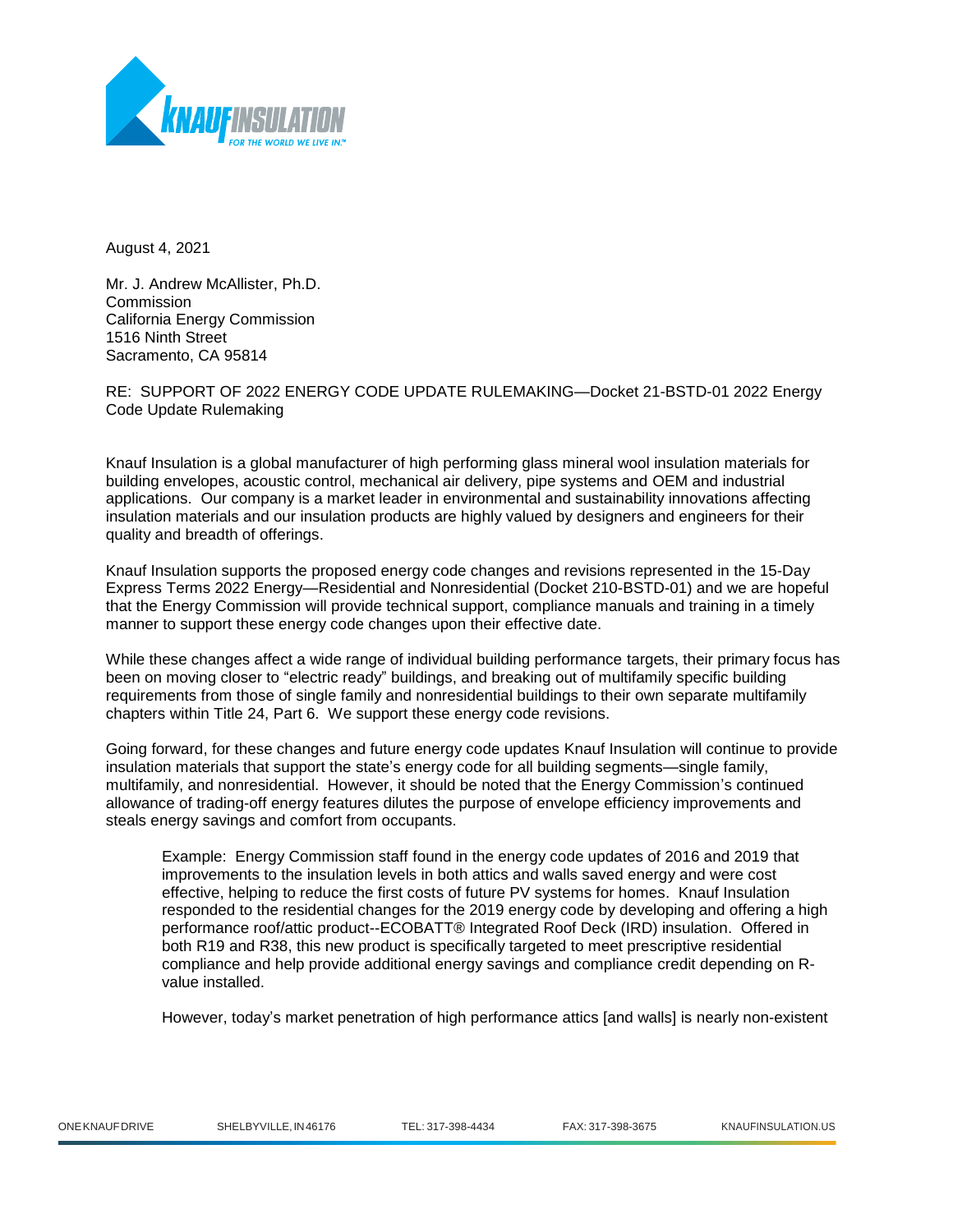August 4, 2021

Mr. J. Andrew McAllister, Ph.D.
Commission
California Energy Commission
1516 Ninth Street
Sacramento, CA 95814

RE: SUPPORT OF 2022 ENERGY CODE UPDATE RULEMAKING—Docket 21-BSTD-01 2022 Energy Code Update Rulemaking

Knauf Insulation is a global manufacturer of high performing glass mineral wool insulation materials for building envelopes, acoustic control, mechanical air delivery, pipe systems and OEM and industrial applications. Our company is a market leader in environmental and sustainability innovations affecting insulation materials and our insulation products are highly valued by designers and engineers for their quality and breadth of offerings.

Knauf Insulation supports the proposed energy code changes and revisions represented in the 15-Day Express Terms 2022 Energy—Residential and Nonresidential (Docket 210-BSTD-01) and we are hopeful that the Energy Commission will provide technical support, compliance manuals and training in a timely manner to support these energy code changes upon their effective date.

While these changes affect a wide range of individual building performance targets, their primary focus has been on moving closer to "electric ready" buildings, and breaking out of multifamily specific building requirements from those of single family and nonresidential buildings to their own separate multifamily chapters within Title 24, Part 6. We support these energy code revisions.

Going forward, for these changes and future energy code updates Knauf Insulation will continue to provide insulation materials that support the state's energy code for all building segments—single family, multifamily, and nonresidential. However, it should be noted that the Energy Commission's continued allowance of trading-off energy features dilutes the purpose of envelope efficiency improvements and steals energy savings and comfort from occupants.

> Example: Energy Commission staff found in the energy code updates of 2016 and 2019 that improvements to the insulation levels in both attics and walls saved energy and were cost effective, helping to reduce the first costs of future PV systems for homes. Knauf Insulation responded to the residential changes for the 2019 energy code by developing and offering a high performance roof/attic product--ECOBATT® Integrated Roof Deck (IRD) insulation. Offered in both R19 and R38, this new product is specifically targeted to meet prescriptive residential compliance and help provide additional energy savings and compliance credit depending on R-value installed.
>
> However, today's market penetration of high performance attics [and walls] is nearly non-existent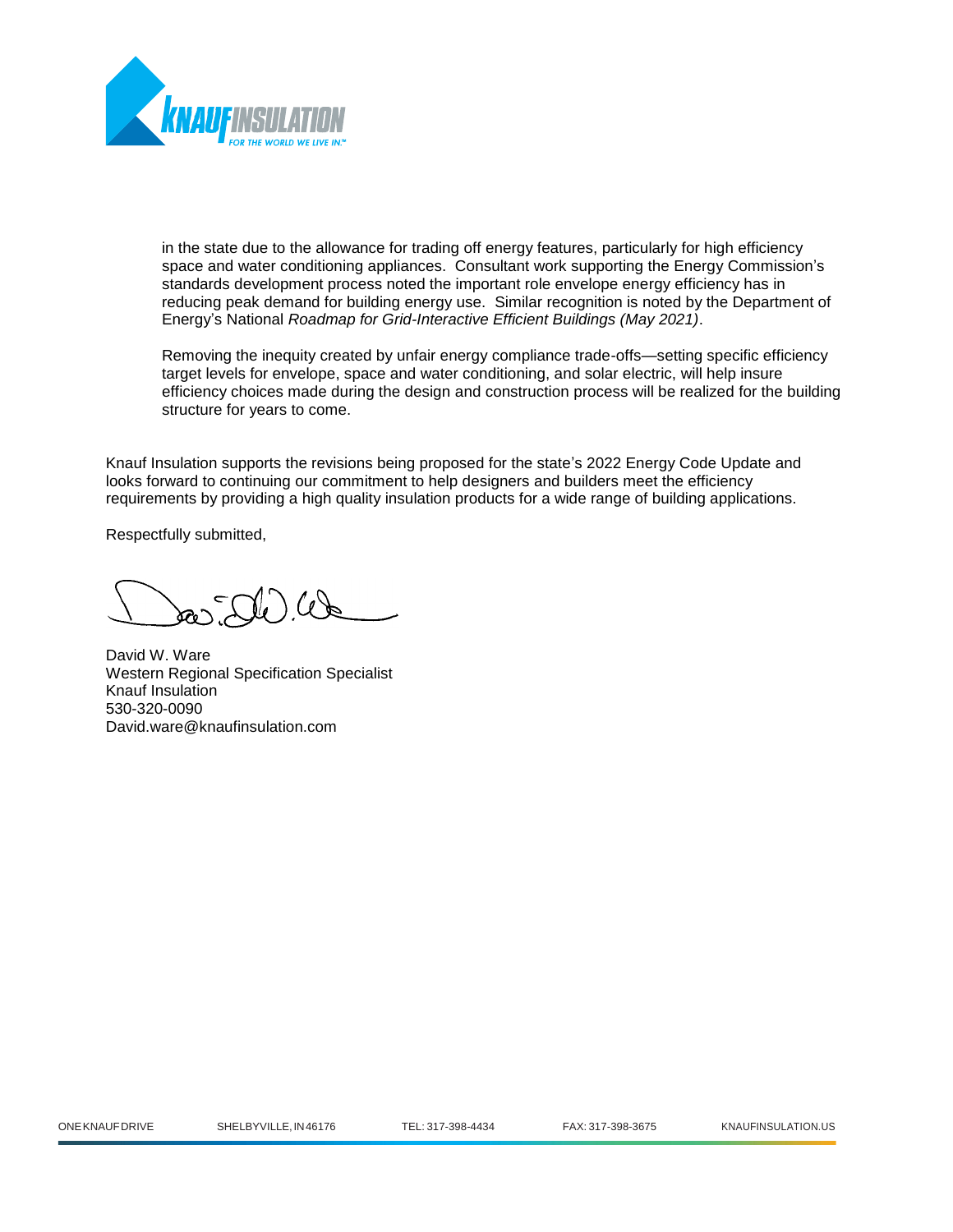in the state due to the allowance for trading off energy features, particularly for high efficiency space and water conditioning appliances. Consultant work supporting the Energy Commission's standards development process noted the important role envelope energy efficiency has in reducing peak demand for building energy use. Similar recognition is noted by the Department of Energy's National *Roadmap for Grid-Interactive Efficient Buildings (May 2021)*.

Removing the inequity created by unfair energy compliance trade-offs—setting specific efficiency target levels for envelope, space and water conditioning, and solar electric, will help insure efficiency choices made during the design and construction process will be realized for the building structure for years to come.

Knauf Insulation supports the revisions being proposed for the state's 2022 Energy Code Update and looks forward to continuing our commitment to help designers and builders meet the efficiency requirements by providing a high quality insulation products for a wide range of building applications.

Respectfully submitted,

David W. Ware
Western Regional Specification Specialist
Knauf Insulation
530-320-0090
David.ware@knaufinsulation.com